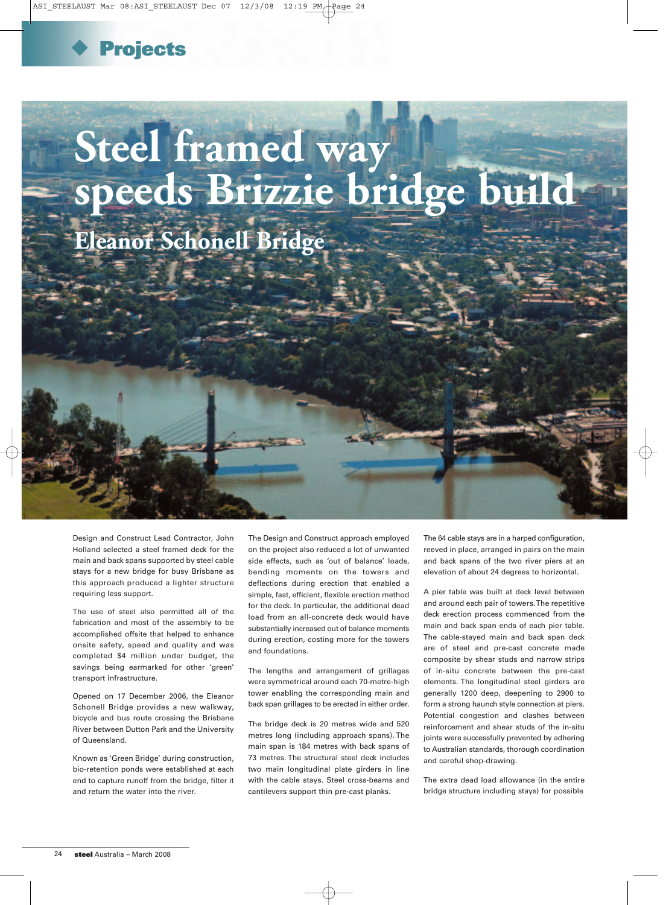Projects

# Steel framed way speeds Brizzie bridge build

## Eleanor Schonell Bridge

Design and Construct Lead Contractor, John Holland selected a steel framed deck for the main and back spans supported by steel cable stays for a new bridge for busy Brisbane as this approach produced a lighter structure requiring less support.

The use of steel also permitted all of the fabrication and most of the assembly to be accomplished offsite that helped to enhance onsite safety, speed and quality and was completed $4 million under budget, the savings being earmarked for other 'green' transport infrastructure.

Opened on 17 December 2006, the Eleanor Schonell Bridge provides a new walkway, bicycle and bus route crossing the Brisbane River between Dutton Park and the University of Queensland.

Known as 'Green Bridge' during construction, bio-retention ponds were established at each end to capture runoff from the bridge, filter it and return the water into the river.

The Design and Construct approach employed on the project also reduced a lot of unwanted side effects, such as 'out of balance' loads, bending moments on the towers and deflections during erection that enabled a simple, fast, efficient, flexible erection method for the deck. In particular, the additional dead load from an all-concrete deck would have substantially increased out of balance moments during erection, costing more for the towers and foundations.

The lengths and arrangement of grillages were symmetrical around each 70-metre-high tower enabling the corresponding main and back span grillages to be erected in either order.

The bridge deck is 20 metres wide and 520 metres long (including approach spans). The main span is 184 metres with back spans of 73 metres. The structural steel deck includes two main longitudinal plate girders in line with the cable stays. Steel cross-beams and cantilevers support thin pre-cast planks.

The 64 cable stays are in a harped configuration, reeved in place, arranged in pairs on the main and back spans of the two river piers at an elevation of about 24 degrees to horizontal.

A pier table was built at deck level between and around each pair of towers. The repetitive deck erection process commenced from the main and back span ends of each pier table. The cable-stayed main and back span deck are of steel and pre-cast concrete made composite by shear studs and narrow strips of in-situ concrete between the pre-cast elements. The longitudinal steel girders are generally 1200 deep, deepening to 2900 to form a strong haunch style connection at piers. Potential congestion and clashes between reinforcement and shear studs of the in-situ joints were successfully prevented by adhering to Australian standards, thorough coordination and careful shop-drawing.

The extra dead load allowance (in the entire bridge structure including stays) for possible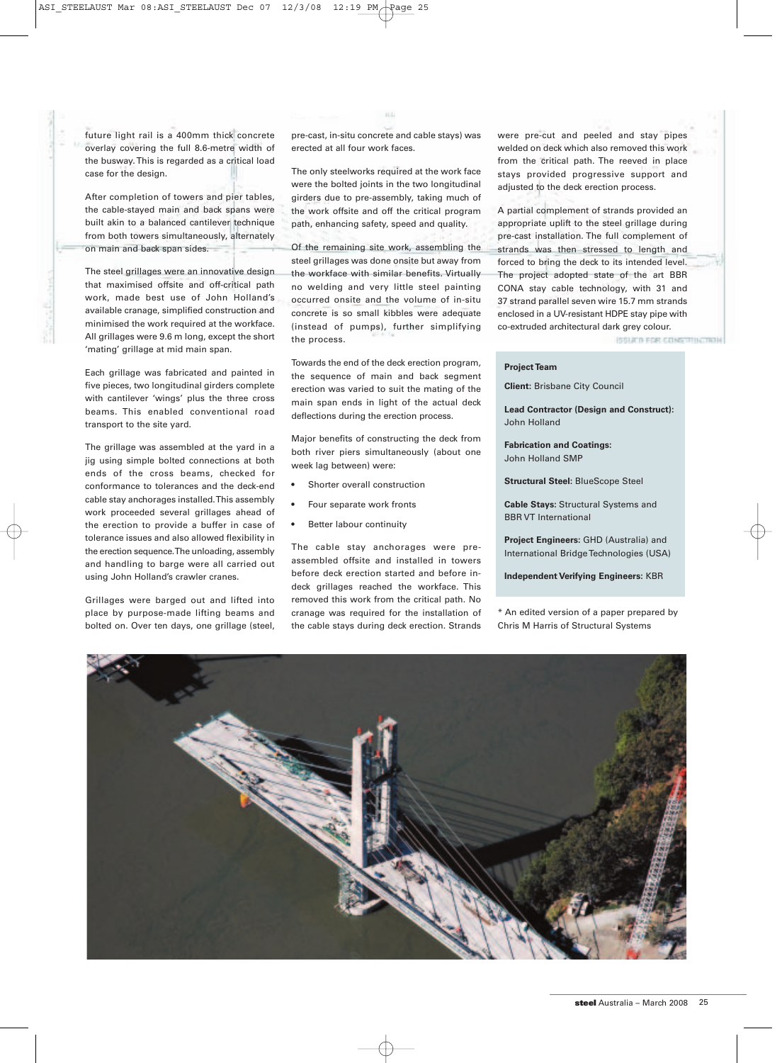future light rail is a 400mm thick concrete overlay covering the full 8.6-metre width of the busway. This is regarded as a critical load case for the design.

After completion of towers and pier tables, the cable-stayed main and back spans were built akin to a balanced cantilever technique from both towers simultaneously, alternately on main and back span sides.

The steel grillages were an innovative design that maximised offsite and off-critical path work, made best use of John Holland's available cranage, simplified construction and minimised the work required at the workface. All grillages were 9.6 m long, except the short 'mating' grillage at mid main span.

Each grillage was fabricated and painted in five pieces, two longitudinal girders complete with cantilever 'wings' plus the three cross beams. This enabled conventional road transport to the site yard.

The grillage was assembled at the yard in a jig using simple bolted connections at both ends of the cross beams, checked for conformance to tolerances and the deck-end cable stay anchorages installed. This assembly work proceeded several grillages ahead of the erection to provide a buffer in case of tolerance issues and also allowed flexibility in the erection sequence. The unloading, assembly and handling to barge were all carried out using John Holland's crawler cranes.

Grillages were barged out and lifted into place by purpose-made lifting beams and bolted on. Over ten days, one grillage (steel, pre-cast, in-situ concrete and cable stays) was erected at all four work faces.

The only steelworks required at the work face were the bolted joints in the two longitudinal girders due to pre-assembly, taking much of the work offsite and off the critical program path, enhancing safety, speed and quality.

Of the remaining site work, assembling the steel grillages was done onsite but away from the workface with similar benefits. Virtually no welding and very little steel painting occurred onsite and the volume of in-situ concrete is so small kibbles were adequate (instead of pumps), further simplifying the process.

Towards the end of the deck erection program, the sequence of main and back segment erection was varied to suit the mating of the main span ends in light of the actual deck deflections during the erection process.

Major benefits of constructing the deck from both river piers simultaneously (about one week lag between) were:

- Shorter overall construction
- Four separate work fronts
- Better labour continuity

The cable stay anchorages were pre-assembled offsite and installed in towers before deck erection started and before in-deck grillages reached the workface. This removed this work from the critical path. No cranage was required for the installation of the cable stays during deck erection. Strands were pre-cut and peeled and stay pipes welded on deck which also removed this work from the critical path. The reeved in place stays provided progressive support and adjusted to the deck erection process.

A partial complement of strands provided an appropriate uplift to the steel grillage during pre-cast installation. The full complement of strands was then stressed to length and forced to bring the deck to its intended level. The project adopted state of the art BBR CONA stay cable technology, with 31 and 37 strand parallel seven wire 15.7 mm strands enclosed in a UV-resistant HDPE stay pipe with co-extruded architectural dark grey colour.

**Project Team**

**Client:** Brisbane City Council

**Lead Contractor (Design and Construct):** John Holland

**Fabrication and Coatings:** John Holland SMP

**Structural Steel:** BlueScope Steel

**Cable Stays:** Structural Systems and BBR VT International

**Project Engineers:** GHD (Australia) and International Bridge Technologies (USA)

**Independent Verifying Engineers:** KBR

* An edited version of a paper prepared by Chris M Harris of Structural Systems